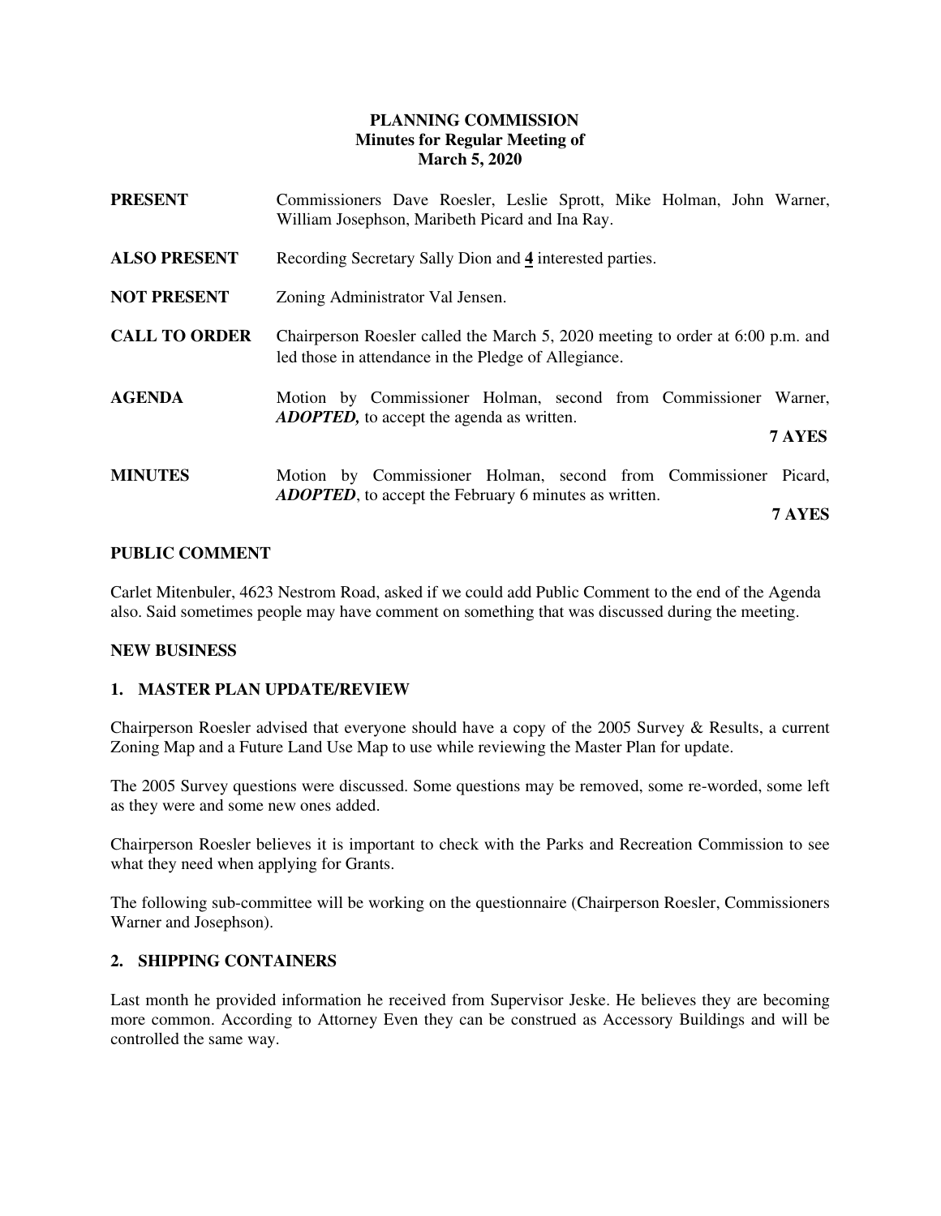**PLANNING COMMISSION**
**Minutes for Regular Meeting of**
**March 5, 2020**

**PRESENT** Commissioners Dave Roesler, Leslie Sprott, Mike Holman, John Warner, William Josephson, Maribeth Picard and Ina Ray.

**ALSO PRESENT** Recording Secretary Sally Dion and **4** interested parties.

**NOT PRESENT** Zoning Administrator Val Jensen.

**CALL TO ORDER** Chairperson Roesler called the March 5, 2020 meeting to order at 6:00 p.m. and led those in attendance in the Pledge of Allegiance.

**AGENDA** Motion by Commissioner Holman, second from Commissioner Warner, ***ADOPTED,*** to accept the agenda as written.

**7 AYES**

**MINUTES** Motion by Commissioner Holman, second from Commissioner Picard, ***ADOPTED***, to accept the February 6 minutes as written.

**7 AYES**

**PUBLIC COMMENT**

Carlet Mitenbuler, 4623 Nestrom Road, asked if we could add Public Comment to the end of the Agenda also. Said sometimes people may have comment on something that was discussed during the meeting.

**NEW BUSINESS**

**1. MASTER PLAN UPDATE/REVIEW**

Chairperson Roesler advised that everyone should have a copy of the 2005 Survey & Results, a current Zoning Map and a Future Land Use Map to use while reviewing the Master Plan for update.

The 2005 Survey questions were discussed. Some questions may be removed, some re-worded, some left as they were and some new ones added.

Chairperson Roesler believes it is important to check with the Parks and Recreation Commission to see what they need when applying for Grants.

The following sub-committee will be working on the questionnaire (Chairperson Roesler, Commissioners Warner and Josephson).

**2. SHIPPING CONTAINERS**

Last month he provided information he received from Supervisor Jeske. He believes they are becoming more common. According to Attorney Even they can be construed as Accessory Buildings and will be controlled the same way.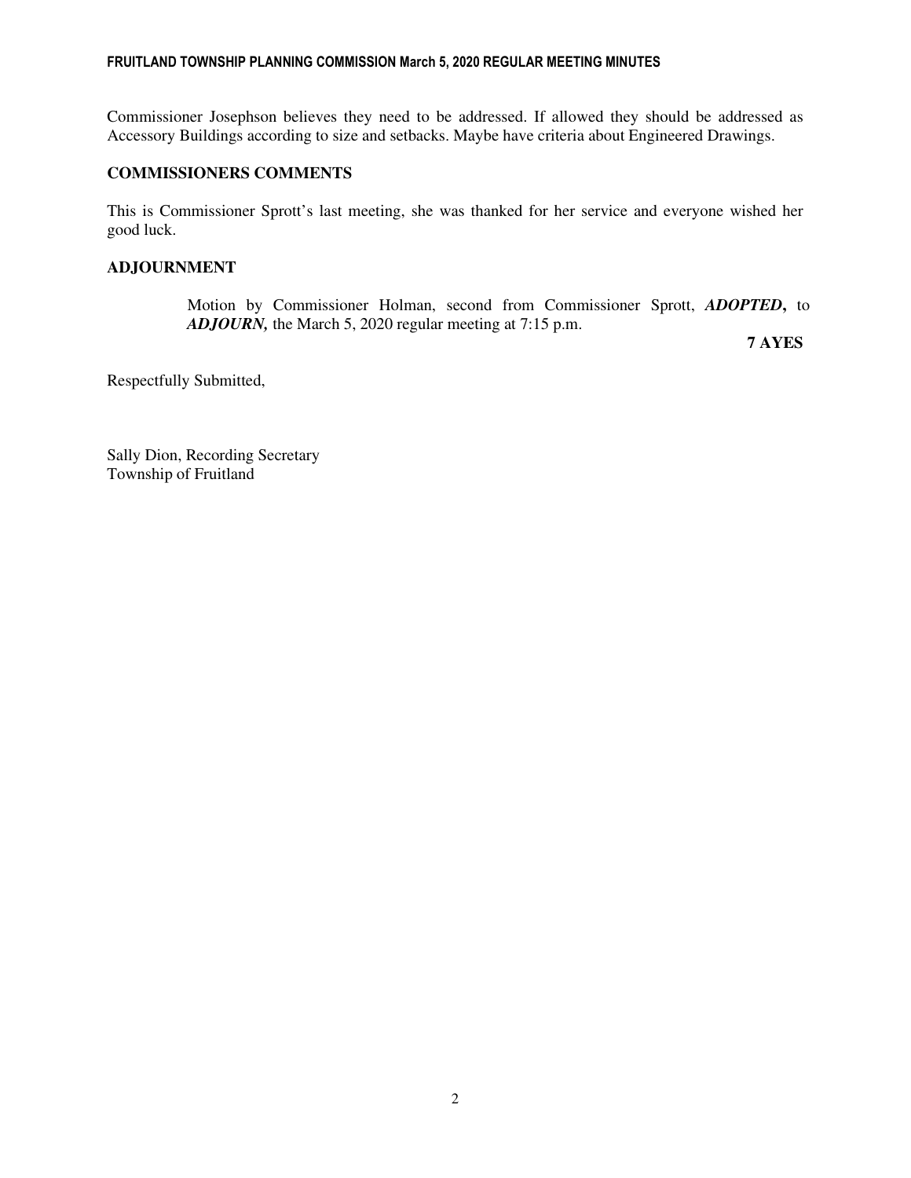Commissioner Josephson believes they need to be addressed. If allowed they should be addressed as Accessory Buildings according to size and setbacks. Maybe have criteria about Engineered Drawings.

## COMMISSIONERS COMMENTS

This is Commissioner Sprott's last meeting, she was thanked for her service and everyone wished her good luck.

## ADJOURNMENT

> Motion by Commissioner Holman, second from Commissioner Sprott, ***ADOPTED***, to ***ADJOURN***, the March 5, 2020 regular meeting at 7:15 p.m.
>
> **7 AYES**

Respectfully Submitted,

Sally Dion, Recording Secretary
Township of Fruitland